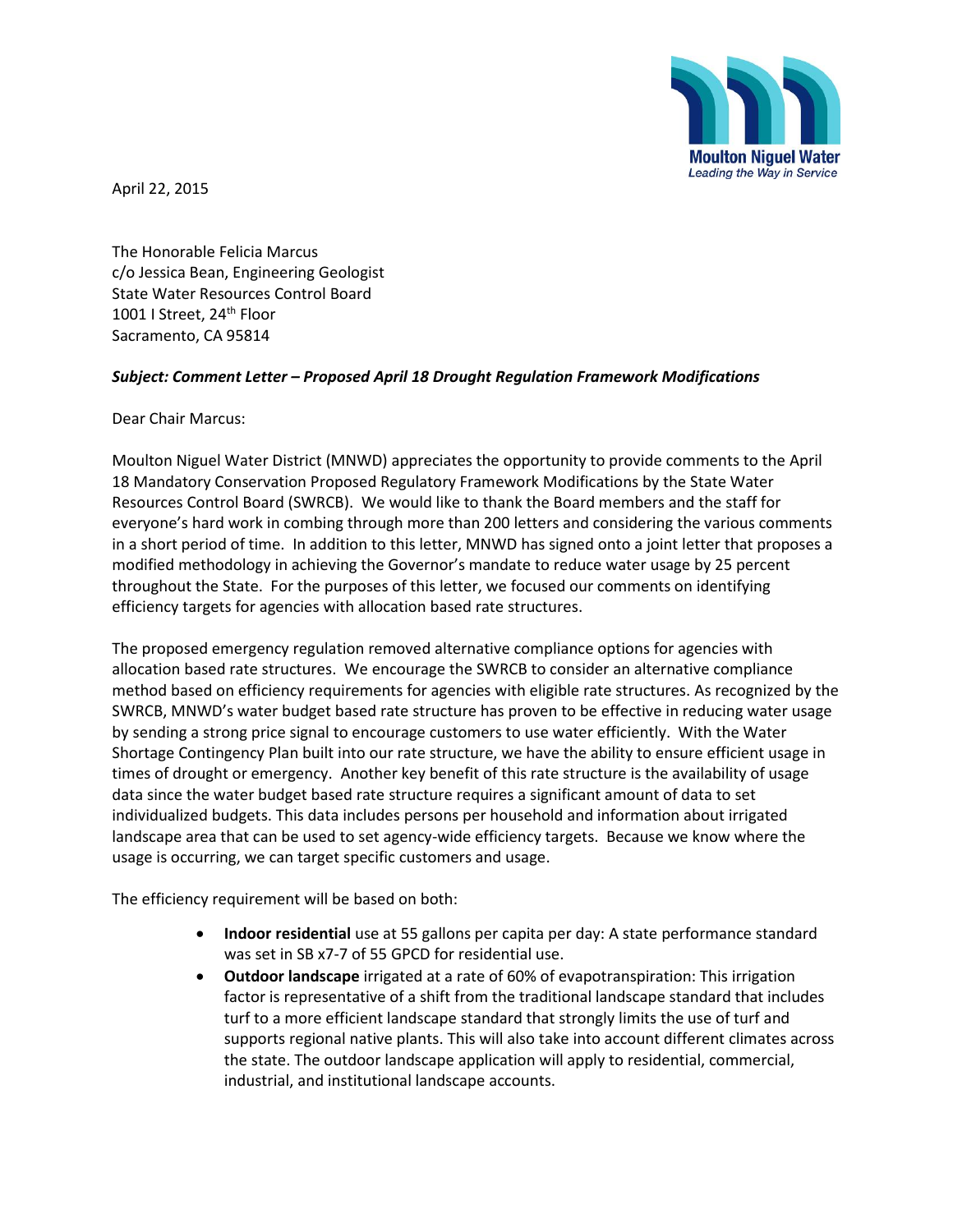Moulton Niguel Water
*Leading the Way in Service*

April 22, 2015

The Honorable Felicia Marcus
c/o Jessica Bean, Engineering Geologist
State Water Resources Control Board
1001 I Street, 24th Floor
Sacramento, CA 95814

***Subject: Comment Letter – Proposed April 18 Drought Regulation Framework Modifications***

Dear Chair Marcus:

Moulton Niguel Water District (MNWD) appreciates the opportunity to provide comments to the April 18 Mandatory Conservation Proposed Regulatory Framework Modifications by the State Water Resources Control Board (SWRCB). We would like to thank the Board members and the staff for everyone's hard work in combing through more than 200 letters and considering the various comments in a short period of time. In addition to this letter, MNWD has signed onto a joint letter that proposes a modified methodology in achieving the Governor's mandate to reduce water usage by 25 percent throughout the State. For the purposes of this letter, we focused our comments on identifying efficiency targets for agencies with allocation based rate structures.

The proposed emergency regulation removed alternative compliance options for agencies with allocation based rate structures. We encourage the SWRCB to consider an alternative compliance method based on efficiency requirements for agencies with eligible rate structures. As recognized by the SWRCB, MNWD's water budget based rate structure has proven to be effective in reducing water usage by sending a strong price signal to encourage customers to use water efficiently. With the Water Shortage Contingency Plan built into our rate structure, we have the ability to ensure efficient usage in times of drought or emergency. Another key benefit of this rate structure is the availability of usage data since the water budget based rate structure requires a significant amount of data to set individualized budgets. This data includes persons per household and information about irrigated landscape area that can be used to set agency-wide efficiency targets. Because we know where the usage is occurring, we can target specific customers and usage.

The efficiency requirement will be based on both:

- **Indoor residential** use at 55 gallons per capita per day: A state performance standard was set in SB x7-7 of 55 GPCD for residential use.
- **Outdoor landscape** irrigated at a rate of 60% of evapotranspiration: This irrigation factor is representative of a shift from the traditional landscape standard that includes turf to a more efficient landscape standard that strongly limits the use of turf and supports regional native plants. This will also take into account different climates across the state. The outdoor landscape application will apply to residential, commercial, industrial, and institutional landscape accounts.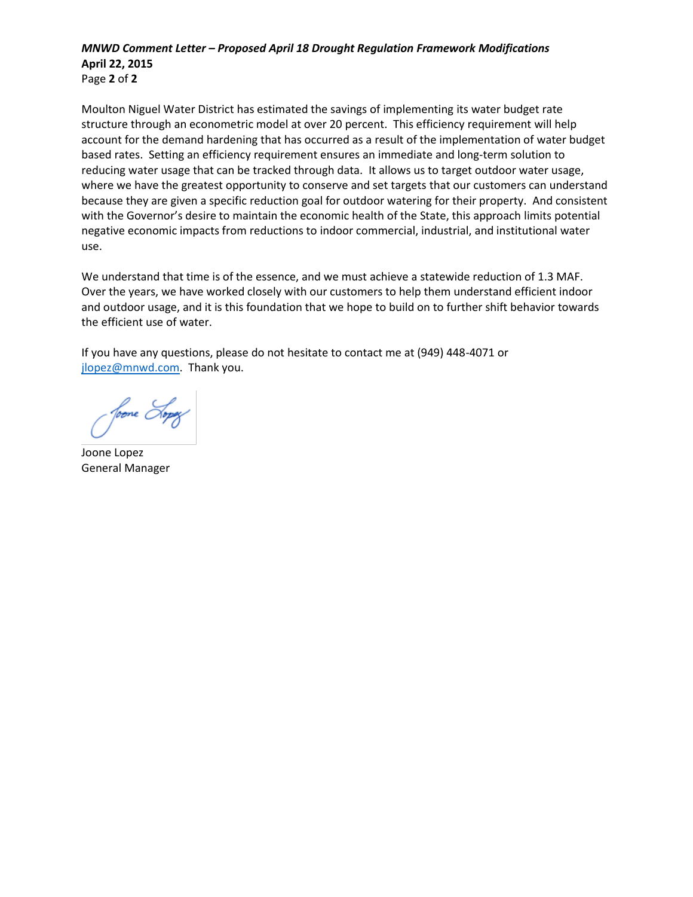Moulton Niguel Water District has estimated the savings of implementing its water budget rate structure through an econometric model at over 20 percent. This efficiency requirement will help account for the demand hardening that has occurred as a result of the implementation of water budget based rates. Setting an efficiency requirement ensures an immediate and long-term solution to reducing water usage that can be tracked through data. It allows us to target outdoor water usage, where we have the greatest opportunity to conserve and set targets that our customers can understand because they are given a specific reduction goal for outdoor watering for their property. And consistent with the Governor's desire to maintain the economic health of the State, this approach limits potential negative economic impacts from reductions to indoor commercial, industrial, and institutional water use.

We understand that time is of the essence, and we must achieve a statewide reduction of 1.3 MAF. Over the years, we have worked closely with our customers to help them understand efficient indoor and outdoor usage, and it is this foundation that we hope to build on to further shift behavior towards the efficient use of water.

If you have any questions, please do not hesitate to contact me at (949) 448-4071 or jlopez@mnwd.com. Thank you.

Joone Lopez
General Manager